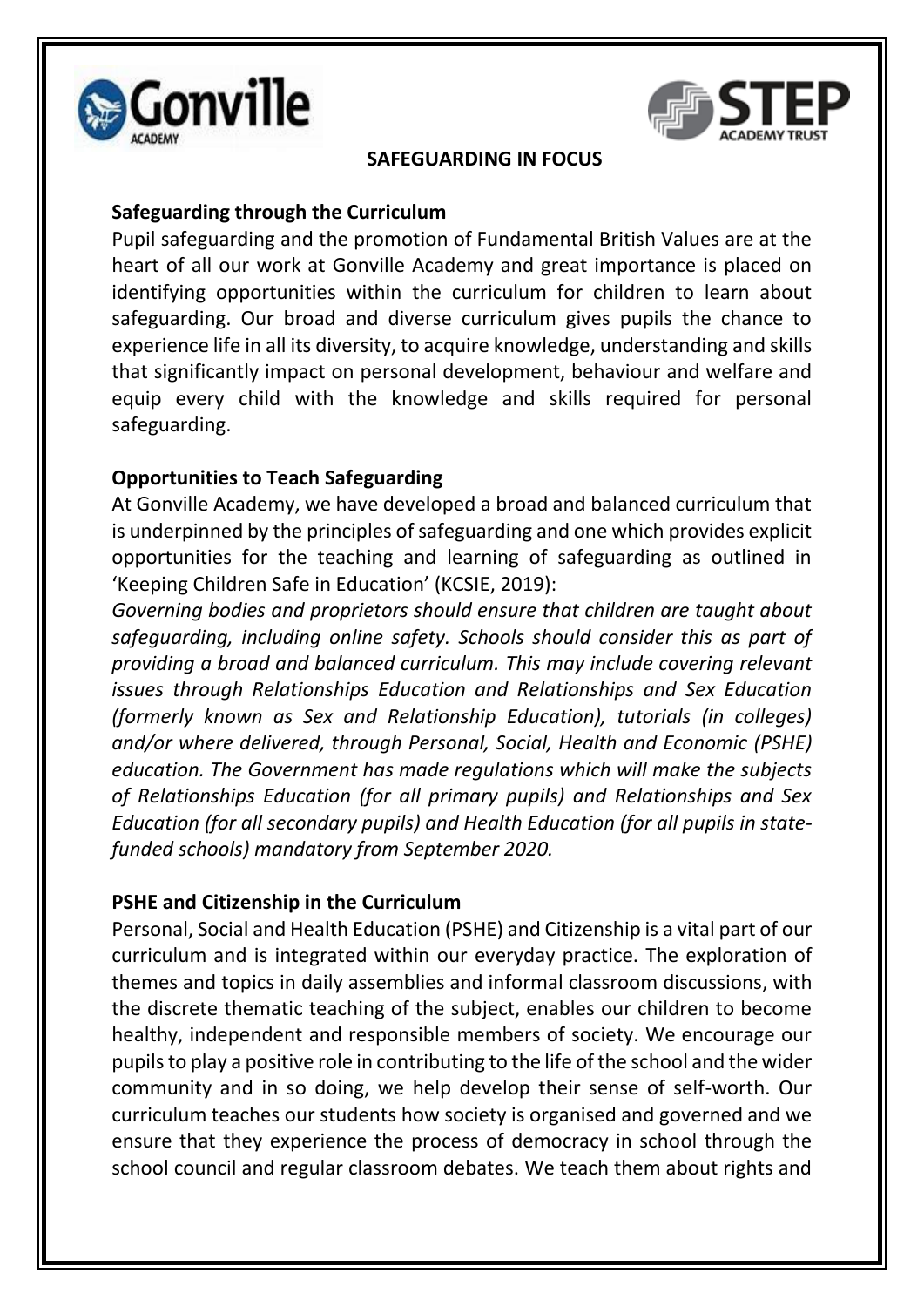## SAFEGUARDING IN FOCUS

### Safeguarding through the Curriculum

Pupil safeguarding and the promotion of Fundamental British Values are at the heart of all our work at Gonville Academy and great importance is placed on identifying opportunities within the curriculum for children to learn about safeguarding. Our broad and diverse curriculum gives pupils the chance to experience life in all its diversity, to acquire knowledge, understanding and skills that significantly impact on personal development, behaviour and welfare and equip every child with the knowledge and skills required for personal safeguarding.

### Opportunities to Teach Safeguarding

At Gonville Academy, we have developed a broad and balanced curriculum that is underpinned by the principles of safeguarding and one which provides explicit opportunities for the teaching and learning of safeguarding as outlined in 'Keeping Children Safe in Education' (KCSIE, 2019):

*Governing bodies and proprietors should ensure that children are taught about safeguarding, including online safety. Schools should consider this as part of providing a broad and balanced curriculum. This may include covering relevant issues through Relationships Education and Relationships and Sex Education (formerly known as Sex and Relationship Education), tutorials (in colleges) and/or where delivered, through Personal, Social, Health and Economic (PSHE) education. The Government has made regulations which will make the subjects of Relationships Education (for all primary pupils) and Relationships and Sex Education (for all secondary pupils) and Health Education (for all pupils in state-funded schools) mandatory from September 2020.*

### PSHE and Citizenship in the Curriculum

Personal, Social and Health Education (PSHE) and Citizenship is a vital part of our curriculum and is integrated within our everyday practice. The exploration of themes and topics in daily assemblies and informal classroom discussions, with the discrete thematic teaching of the subject, enables our children to become healthy, independent and responsible members of society. We encourage our pupils to play a positive role in contributing to the life of the school and the wider community and in so doing, we help develop their sense of self-worth. Our curriculum teaches our students how society is organised and governed and we ensure that they experience the process of democracy in school through the school council and regular classroom debates. We teach them about rights and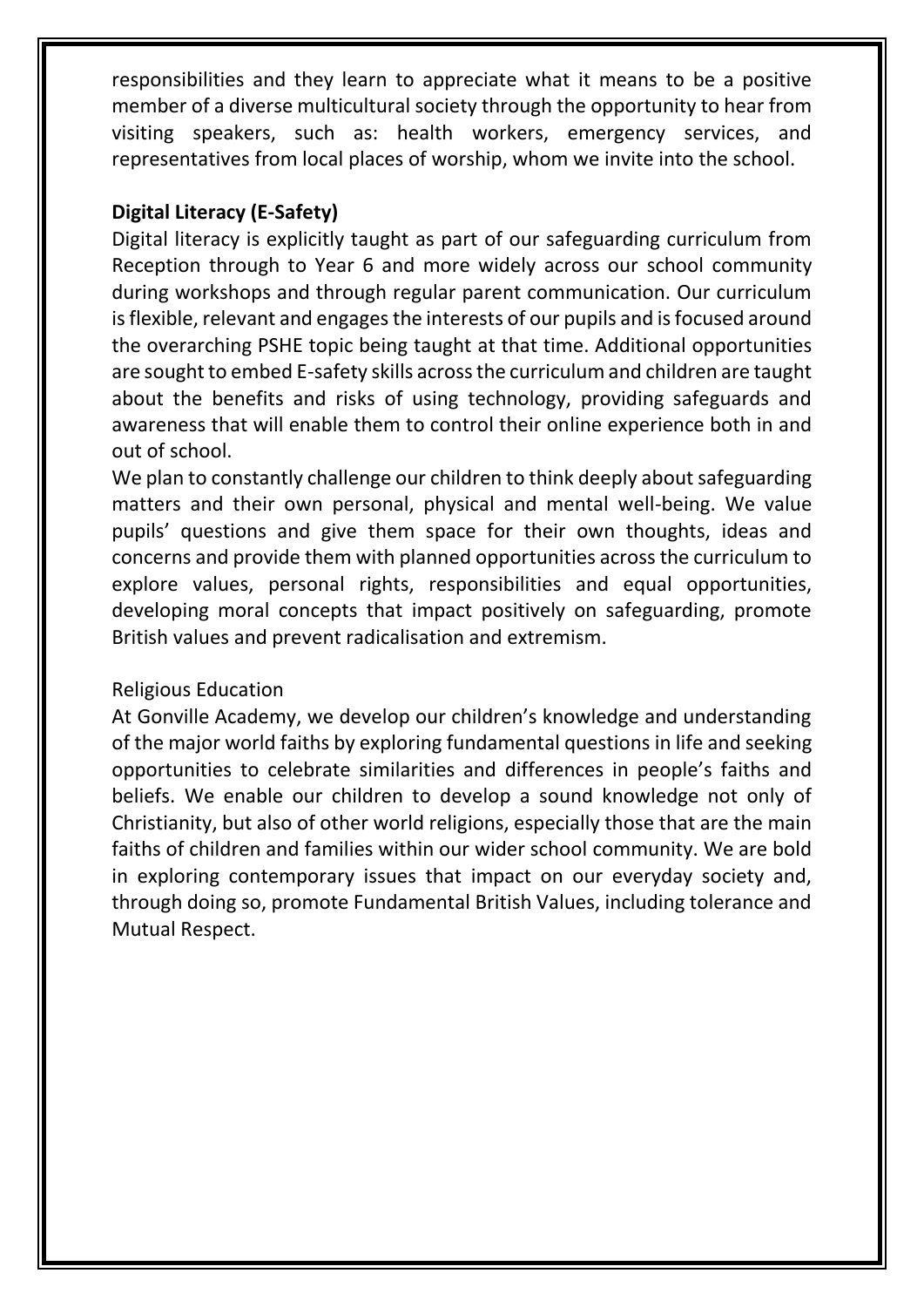responsibilities and they learn to appreciate what it means to be a positive member of a diverse multicultural society through the opportunity to hear from visiting speakers, such as: health workers, emergency services, and representatives from local places of worship, whom we invite into the school.

**Digital Literacy (E-Safety)**

Digital literacy is explicitly taught as part of our safeguarding curriculum from Reception through to Year 6 and more widely across our school community during workshops and through regular parent communication. Our curriculum is flexible, relevant and engages the interests of our pupils and is focused around the overarching PSHE topic being taught at that time. Additional opportunities are sought to embed E-safety skills across the curriculum and children are taught about the benefits and risks of using technology, providing safeguards and awareness that will enable them to control their online experience both in and out of school.

We plan to constantly challenge our children to think deeply about safeguarding matters and their own personal, physical and mental well-being. We value pupils' questions and give them space for their own thoughts, ideas and concerns and provide them with planned opportunities across the curriculum to explore values, personal rights, responsibilities and equal opportunities, developing moral concepts that impact positively on safeguarding, promote British values and prevent radicalisation and extremism.

Religious Education

At Gonville Academy, we develop our children's knowledge and understanding of the major world faiths by exploring fundamental questions in life and seeking opportunities to celebrate similarities and differences in people's faiths and beliefs. We enable our children to develop a sound knowledge not only of Christianity, but also of other world religions, especially those that are the main faiths of children and families within our wider school community. We are bold in exploring contemporary issues that impact on our everyday society and, through doing so, promote Fundamental British Values, including tolerance and Mutual Respect.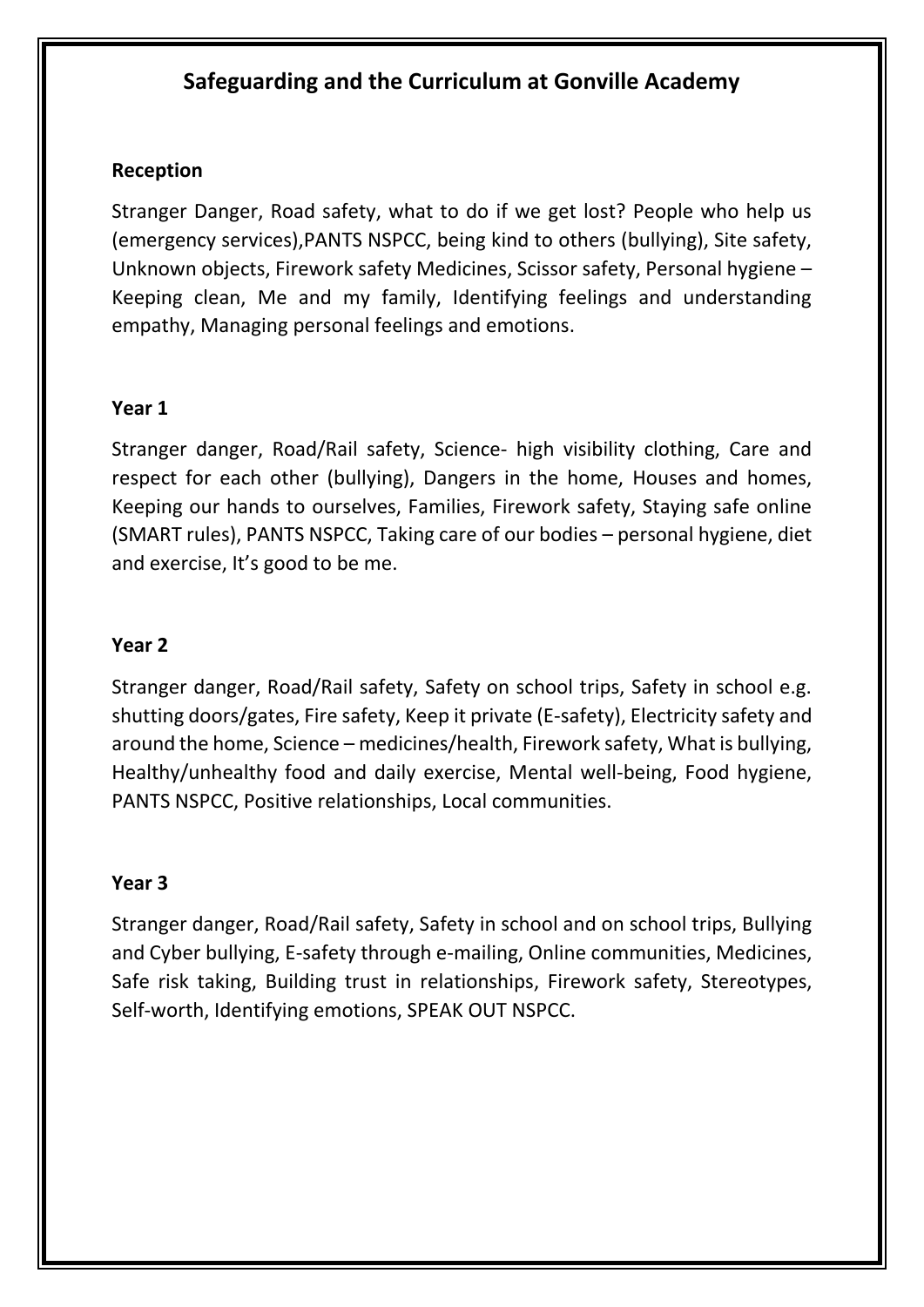## Safeguarding and the Curriculum at Gonville Academy

**Reception**

Stranger Danger, Road safety, what to do if we get lost? People who help us (emergency services),PANTS NSPCC, being kind to others (bullying), Site safety, Unknown objects, Firework safety Medicines, Scissor safety, Personal hygiene – Keeping clean, Me and my family, Identifying feelings and understanding empathy, Managing personal feelings and emotions.

**Year 1**

Stranger danger, Road/Rail safety, Science- high visibility clothing, Care and respect for each other (bullying), Dangers in the home, Houses and homes, Keeping our hands to ourselves, Families, Firework safety, Staying safe online (SMART rules), PANTS NSPCC, Taking care of our bodies – personal hygiene, diet and exercise, It's good to be me.

**Year 2**

Stranger danger, Road/Rail safety, Safety on school trips, Safety in school e.g. shutting doors/gates, Fire safety, Keep it private (E-safety), Electricity safety and around the home, Science – medicines/health, Firework safety, What is bullying, Healthy/unhealthy food and daily exercise, Mental well-being, Food hygiene, PANTS NSPCC, Positive relationships, Local communities.

**Year 3**

Stranger danger, Road/Rail safety, Safety in school and on school trips, Bullying and Cyber bullying, E-safety through e-mailing, Online communities, Medicines, Safe risk taking, Building trust in relationships, Firework safety, Stereotypes, Self-worth, Identifying emotions, SPEAK OUT NSPCC.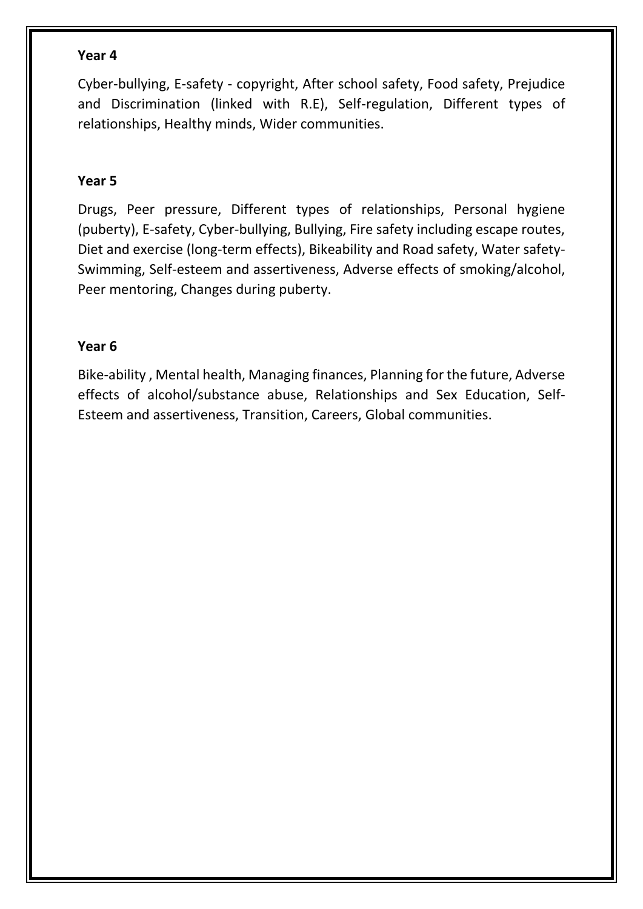**Year 4**

Cyber-bullying, E-safety - copyright, After school safety, Food safety, Prejudice and Discrimination (linked with R.E), Self-regulation, Different types of relationships, Healthy minds, Wider communities.

**Year 5**

Drugs, Peer pressure, Different types of relationships, Personal hygiene (puberty), E-safety, Cyber-bullying, Bullying, Fire safety including escape routes, Diet and exercise (long-term effects), Bikeability and Road safety, Water safety-Swimming, Self-esteem and assertiveness, Adverse effects of smoking/alcohol, Peer mentoring, Changes during puberty.

**Year 6**

Bike-ability , Mental health, Managing finances, Planning for the future, Adverse effects of alcohol/substance abuse, Relationships and Sex Education, Self-Esteem and assertiveness, Transition, Careers, Global communities.